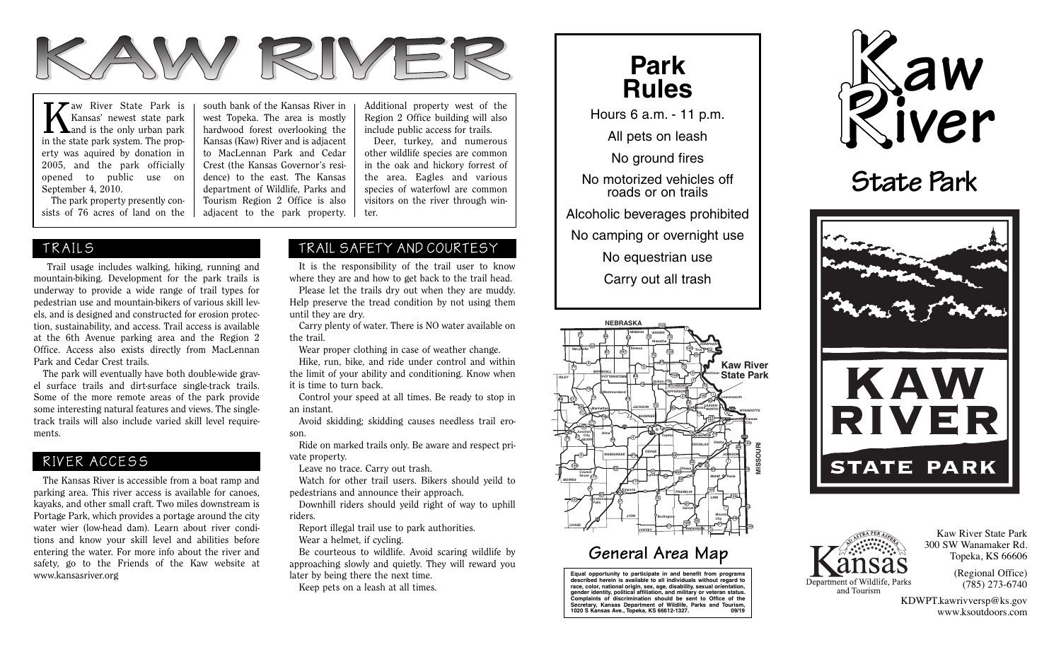# KAW RIVER

Kaw River State Park is Kansas' newest state park and is the only urban park in the state park system. The property was aquired by donation in 2005, and the park officially opened to public use on September 4, 2010.

The park property presently consists of 76 acres of land on the south bank of the Kansas River in west Topeka. The area is mostly hardwood forest overlooking the Kansas (Kaw) River and is adjacent to MacLennan Park and Cedar Crest (the Kansas Governor's residence) to the east. The Kansas department of Wildlife, Parks and Tourism Region 2 Office is also adjacent to the park property. Additional property west of the Region 2 Office building will also include public access for trails.

Deer, turkey, and numerous other wildlife species are common in the oak and hickory forrest of the area. Eagles and various species of waterfowl are common visitors on the river through winter.

## TRAILS

Trail usage includes walking, hiking, running and mountain-biking. Development for the park trails is underway to provide a wide range of trail types for pedestrian use and mountain-bikers of various skill levels, and is designed and constructed for erosion protection, sustainability, and access. Trail access is available at the 6th Avenue parking area and the Region 2 Office. Access also exists directly from MacLennan Park and Cedar Crest trails.

The park will eventually have both double-wide gravel surface trails and dirt-surface single-track trails. Some of the more remote areas of the park provide some interesting natural features and views. The single-track trails will also include varied skill level requirements.

## RIVER ACCESS

The Kansas River is accessible from a boat ramp and parking area. This river access is available for canoes, kayaks, and other small craft. Two miles downstream is Portage Park, which provides a portage around the city water wier (low-head dam). Learn about river conditions and know your skill level and abilities before entering the water. For more info about the river and safety, go to the Friends of the Kaw website at www.kansasriver.org

## TRAIL SAFETY AND COURTESY

It is the responsibility of the trail user to know where they are and how to get back to the trail head.

Please let the trails dry out when they are muddy. Help preserve the tread condition by not using them until they are dry.

Carry plenty of water. There is NO water available on the trail.

Wear proper clothing in case of weather change.

Hike, run, bike, and ride under control and within the limit of your ability and conditioning. Know when it is time to turn back.

Control your speed at all times. Be ready to stop in an instant.

Avoid skidding; skidding causes needless trail erosion.

Ride on marked trails only. Be aware and respect private property.

Leave no trace. Carry out trash.

Watch for other trail users. Bikers should yeild to pedestrians and announce their approach.

Downhill riders should yeild right of way to uphill riders.

Report illegal trail use to park authorities.

Wear a helmet, if cycling.

Be courteous to wildlife. Avoid scaring wildlife by approaching slowly and quietly. They will reward you later by being there the next time.

Keep pets on a leash at all times.

## Park Rules

Hours 6 a.m. - 11 p.m.

All pets on leash

No ground fires

No motorized vehicles off roads or on trails

Alcoholic beverages prohibited

No camping or overnight use

No equestrian use

Carry out all trash

## General Area Map

**Equal opportunity to participate in and benefit from programs described herein is available to all individuals without regard to race, color, national origin, sex, age, disability, sexual orientation, gender identity, political affiliation, and military or veteran status. Complaints of discrimination should be sent to Office of the Secretary, Kansas Department of Wildlife, Parks and Tourism, 1020 S Kansas Ave., Topeka, KS 66612-1327. 09/19**

# Kaw River State Park

KAW RIVER STATE PARK

Kansas Department of Wildlife, Parks and Tourism

Kaw River State Park
300 SW Wanamaker Rd.
Topeka, KS 66606

(Regional Office)
(785) 273-6740

KDWPT.kawrivversp@ks.gov
www.ksoutdoors.com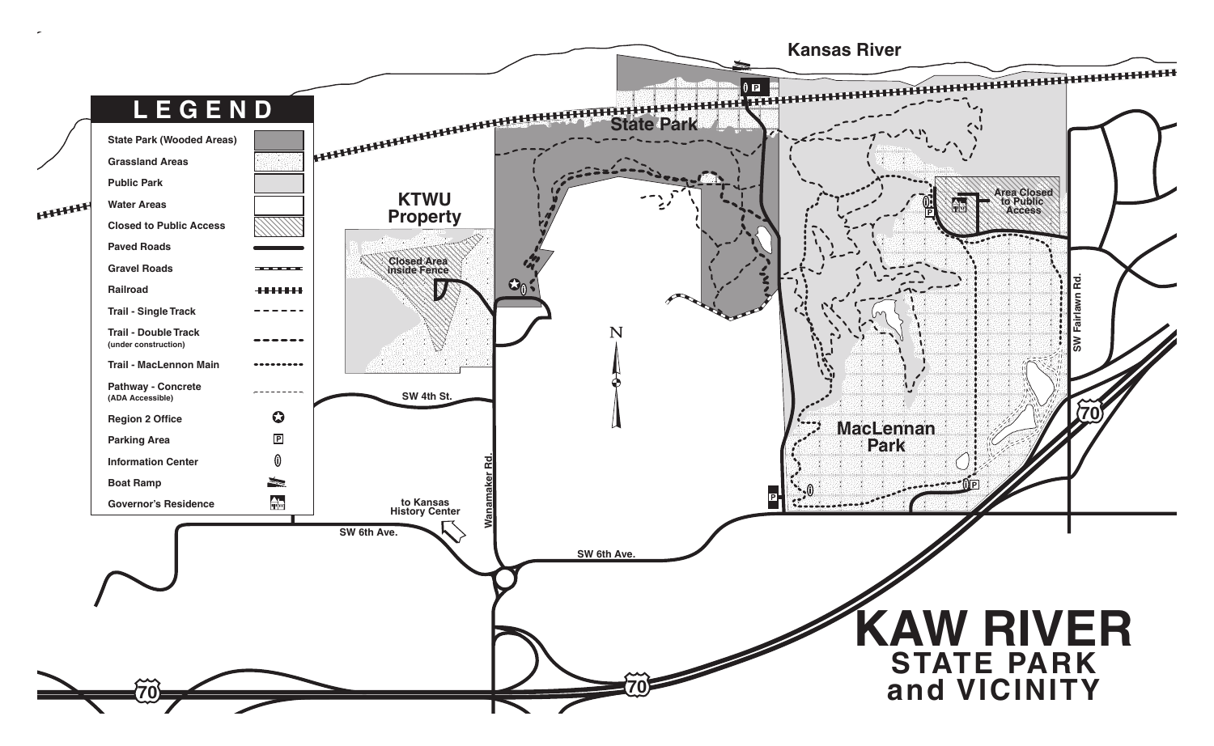# KAW RIVER
## STATE PARK and VICINITY

**LEGEND**

- State Park (Wooded Areas)
- Grassland Areas
- Public Park
- Water Areas
- Closed to Public Access
- Paved Roads
- Gravel Roads
- Railroad
- Trail - Single Track
- Trail - Double Track (under construction)
- Trail - MacLennon Main
- Pathway - Concrete (ADA Accessible)
- Region 2 Office
- Parking Area
- Information Center
- Boat Ramp
- Governor's Residence

Kansas River

State Park

KTWU Property

Closed Area Inside Fence

Area Closed to Public Access

MacLennan Park

N

SW 4th St.

SW 6th Ave.

SW 6th Ave.

Wanamaker Rd.

SW Fairlawn Rd.

to Kansas History Center

70

70

70